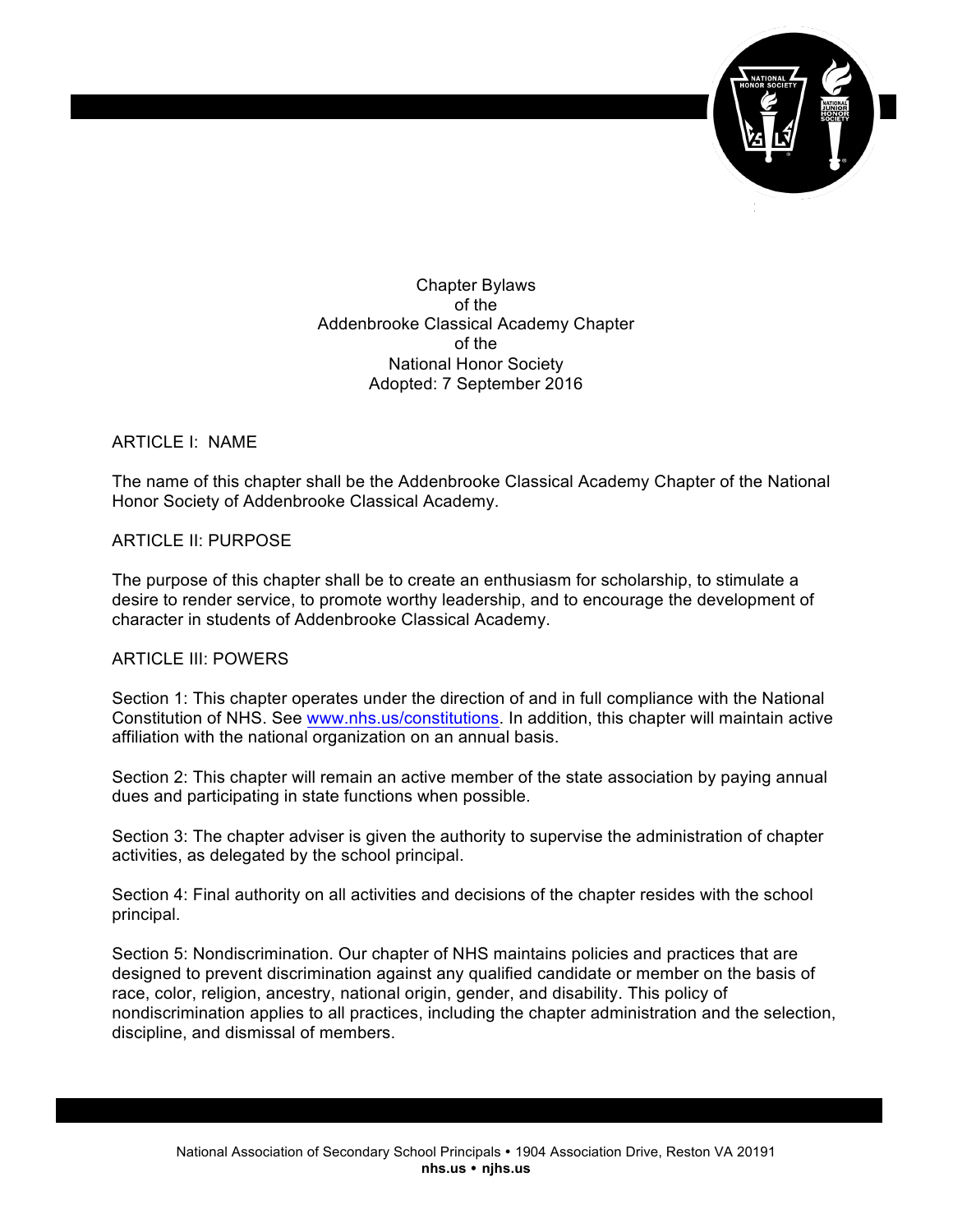# Chapter Bylaws
of the
Addenbrooke Classical Academy Chapter
of the
National Honor Society
Adopted: 7 September 2016

## ARTICLE I: NAME

The name of this chapter shall be the Addenbrooke Classical Academy Chapter of the National Honor Society of Addenbrooke Classical Academy.

## ARTICLE II: PURPOSE

The purpose of this chapter shall be to create an enthusiasm for scholarship, to stimulate a desire to render service, to promote worthy leadership, and to encourage the development of character in students of Addenbrooke Classical Academy.

## ARTICLE III: POWERS

Section 1: This chapter operates under the direction of and in full compliance with the National Constitution of NHS. See [www.nhs.us/constitutions](http://www.nhs.us/constitutions). In addition, this chapter will maintain active affiliation with the national organization on an annual basis.

Section 2: This chapter will remain an active member of the state association by paying annual dues and participating in state functions when possible.

Section 3: The chapter adviser is given the authority to supervise the administration of chapter activities, as delegated by the school principal.

Section 4: Final authority on all activities and decisions of the chapter resides with the school principal.

Section 5: Nondiscrimination. Our chapter of NHS maintains policies and practices that are designed to prevent discrimination against any qualified candidate or member on the basis of race, color, religion, ancestry, national origin, gender, and disability. This policy of nondiscrimination applies to all practices, including the chapter administration and the selection, discipline, and dismissal of members.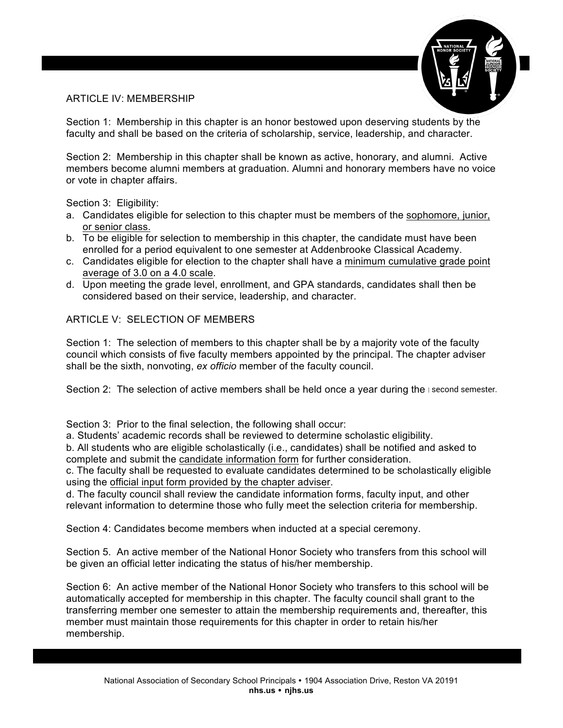## ARTICLE IV: MEMBERSHIP

Section 1: Membership in this chapter is an honor bestowed upon deserving students by the faculty and shall be based on the criteria of scholarship, service, leadership, and character.

Section 2: Membership in this chapter shall be known as active, honorary, and alumni. Active members become alumni members at graduation. Alumni and honorary members have no voice or vote in chapter affairs.

Section 3: Eligibility:

a. Candidates eligible for selection to this chapter must be members of the sophomore, junior, or senior class.
b. To be eligible for selection to membership in this chapter, the candidate must have been enrolled for a period equivalent to one semester at Addenbrooke Classical Academy.
c. Candidates eligible for election to the chapter shall have a minimum cumulative grade point average of 3.0 on a 4.0 scale.
d. Upon meeting the grade level, enrollment, and GPA standards, candidates shall then be considered based on their service, leadership, and character.

## ARTICLE V: SELECTION OF MEMBERS

Section 1: The selection of members to this chapter shall be by a majority vote of the faculty council which consists of five faculty members appointed by the principal. The chapter adviser shall be the sixth, nonvoting, *ex officio* member of the faculty council.

Section 2: The selection of active members shall be held once a year during the second semester.

Section 3: Prior to the final selection, the following shall occur:

a. Students' academic records shall be reviewed to determine scholastic eligibility.
b. All students who are eligible scholastically (i.e., candidates) shall be notified and asked to complete and submit the candidate information form for further consideration.
c. The faculty shall be requested to evaluate candidates determined to be scholastically eligible using the official input form provided by the chapter adviser.
d. The faculty council shall review the candidate information forms, faculty input, and other relevant information to determine those who fully meet the selection criteria for membership.

Section 4: Candidates become members when inducted at a special ceremony.

Section 5. An active member of the National Honor Society who transfers from this school will be given an official letter indicating the status of his/her membership.

Section 6: An active member of the National Honor Society who transfers to this school will be automatically accepted for membership in this chapter. The faculty council shall grant to the transferring member one semester to attain the membership requirements and, thereafter, this member must maintain those requirements for this chapter in order to retain his/her membership.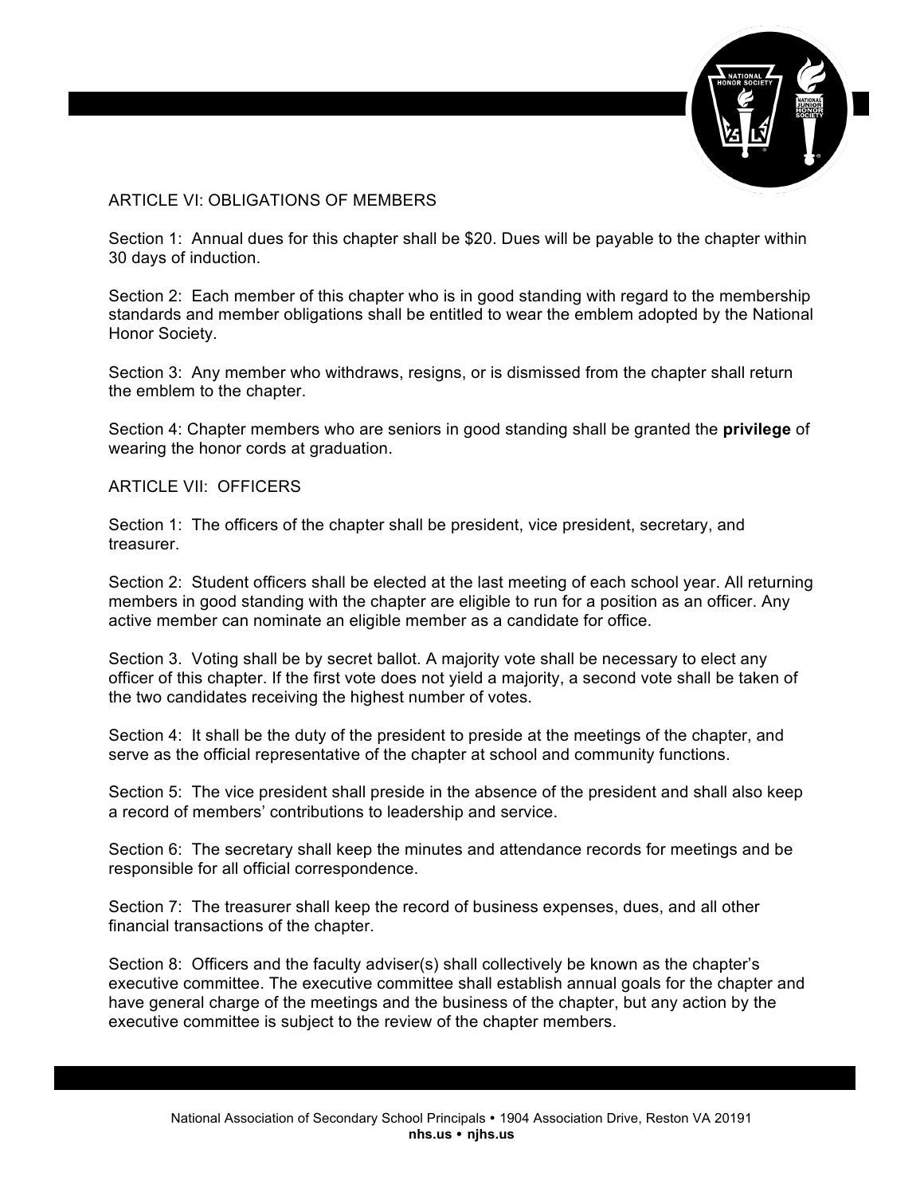## ARTICLE VI: OBLIGATIONS OF MEMBERS

Section 1: Annual dues for this chapter shall be $20. Dues will be payable to the chapter within 30 days of induction.

Section 2: Each member of this chapter who is in good standing with regard to the membership standards and member obligations shall be entitled to wear the emblem adopted by the National Honor Society.

Section 3: Any member who withdraws, resigns, or is dismissed from the chapter shall return the emblem to the chapter.

Section 4: Chapter members who are seniors in good standing shall be granted the **privilege** of wearing the honor cords at graduation.

## ARTICLE VII: OFFICERS

Section 1: The officers of the chapter shall be president, vice president, secretary, and treasurer.

Section 2: Student officers shall be elected at the last meeting of each school year. All returning members in good standing with the chapter are eligible to run for a position as an officer. Any active member can nominate an eligible member as a candidate for office.

Section 3. Voting shall be by secret ballot. A majority vote shall be necessary to elect any officer of this chapter. If the first vote does not yield a majority, a second vote shall be taken of the two candidates receiving the highest number of votes.

Section 4: It shall be the duty of the president to preside at the meetings of the chapter, and serve as the official representative of the chapter at school and community functions.

Section 5: The vice president shall preside in the absence of the president and shall also keep a record of members' contributions to leadership and service.

Section 6: The secretary shall keep the minutes and attendance records for meetings and be responsible for all official correspondence.

Section 7: The treasurer shall keep the record of business expenses, dues, and all other financial transactions of the chapter.

Section 8: Officers and the faculty adviser(s) shall collectively be known as the chapter's executive committee. The executive committee shall establish annual goals for the chapter and have general charge of the meetings and the business of the chapter, but any action by the executive committee is subject to the review of the chapter members.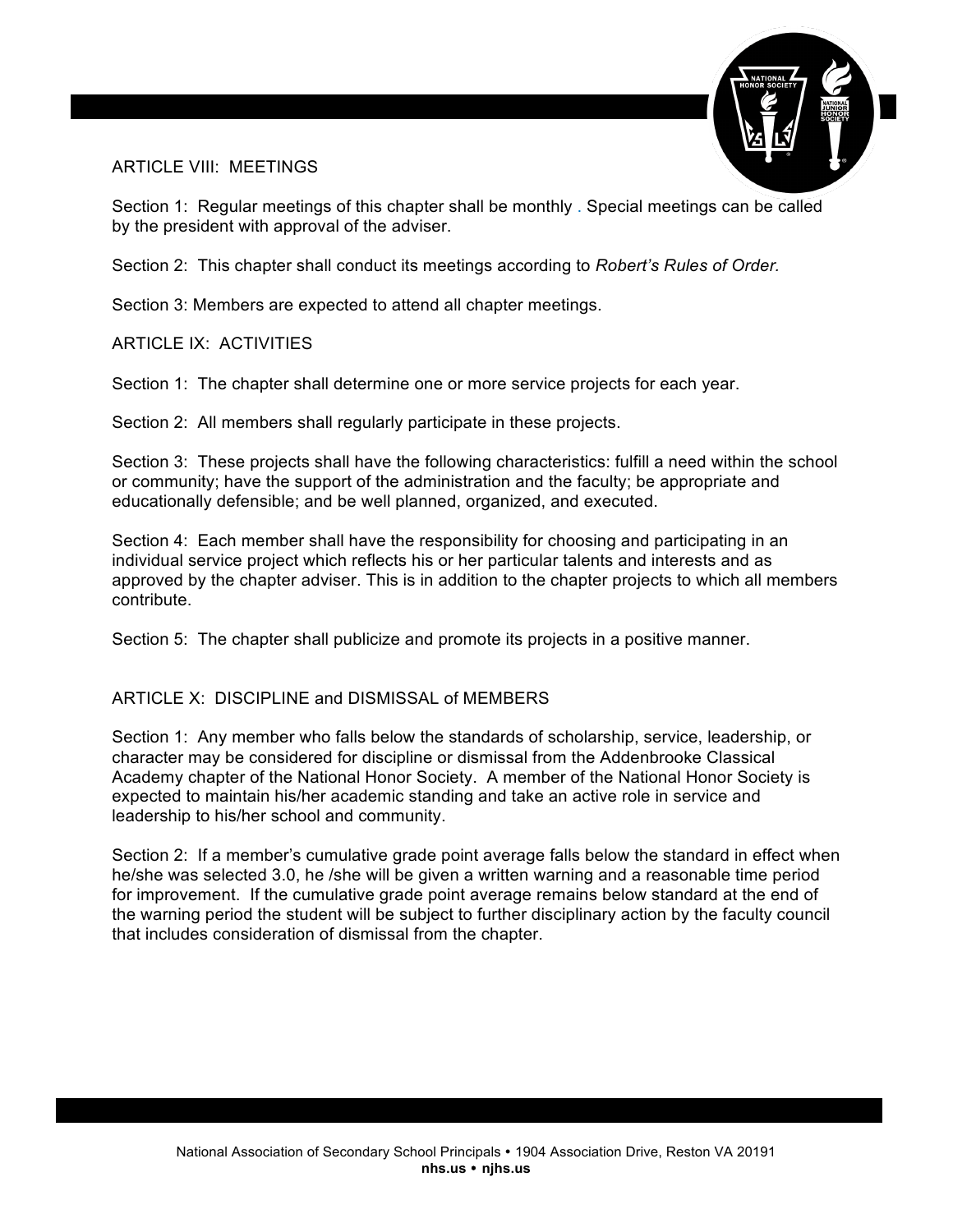## ARTICLE VIII: MEETINGS

Section 1: Regular meetings of this chapter shall be monthly . Special meetings can be called by the president with approval of the adviser.

Section 2: This chapter shall conduct its meetings according to *Robert's Rules of Order.*

Section 3: Members are expected to attend all chapter meetings.

## ARTICLE IX: ACTIVITIES

Section 1: The chapter shall determine one or more service projects for each year.

Section 2: All members shall regularly participate in these projects.

Section 3: These projects shall have the following characteristics: fulfill a need within the school or community; have the support of the administration and the faculty; be appropriate and educationally defensible; and be well planned, organized, and executed.

Section 4: Each member shall have the responsibility for choosing and participating in an individual service project which reflects his or her particular talents and interests and as approved by the chapter adviser. This is in addition to the chapter projects to which all members contribute.

Section 5: The chapter shall publicize and promote its projects in a positive manner.

## ARTICLE X: DISCIPLINE and DISMISSAL of MEMBERS

Section 1: Any member who falls below the standards of scholarship, service, leadership, or character may be considered for discipline or dismissal from the Addenbrooke Classical Academy chapter of the National Honor Society. A member of the National Honor Society is expected to maintain his/her academic standing and take an active role in service and leadership to his/her school and community.

Section 2: If a member's cumulative grade point average falls below the standard in effect when he/she was selected 3.0, he /she will be given a written warning and a reasonable time period for improvement. If the cumulative grade point average remains below standard at the end of the warning period the student will be subject to further disciplinary action by the faculty council that includes consideration of dismissal from the chapter.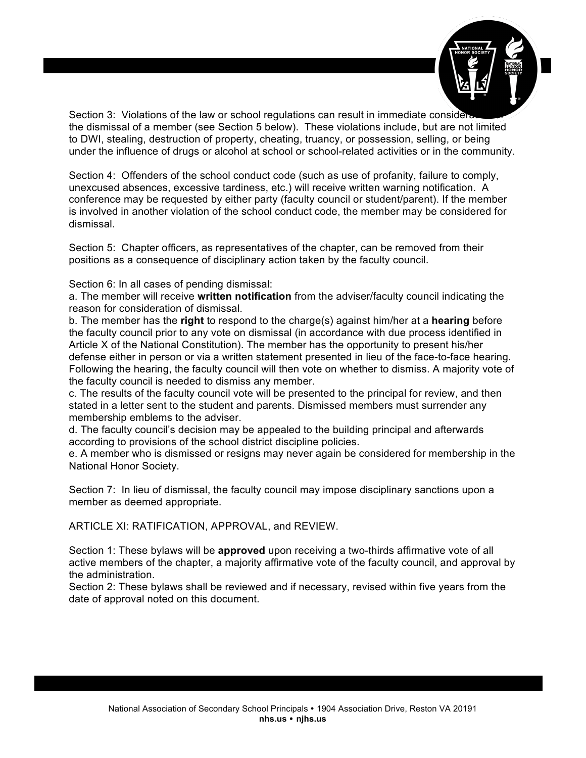Section 3: Violations of the law or school regulations can result in immediate consideration of the dismissal of a member (see Section 5 below). These violations include, but are not limited to DWI, stealing, destruction of property, cheating, truancy, or possession, selling, or being under the influence of drugs or alcohol at school or school-related activities or in the community.

Section 4: Offenders of the school conduct code (such as use of profanity, failure to comply, unexcused absences, excessive tardiness, etc.) will receive written warning notification. A conference may be requested by either party (faculty council or student/parent). If the member is involved in another violation of the school conduct code, the member may be considered for dismissal.

Section 5: Chapter officers, as representatives of the chapter, can be removed from their positions as a consequence of disciplinary action taken by the faculty council.

Section 6: In all cases of pending dismissal:

a. The member will receive **written notification** from the adviser/faculty council indicating the reason for consideration of dismissal.

b. The member has the **right** to respond to the charge(s) against him/her at a **hearing** before the faculty council prior to any vote on dismissal (in accordance with due process identified in Article X of the National Constitution). The member has the opportunity to present his/her defense either in person or via a written statement presented in lieu of the face-to-face hearing. Following the hearing, the faculty council will then vote on whether to dismiss. A majority vote of the faculty council is needed to dismiss any member.

c. The results of the faculty council vote will be presented to the principal for review, and then stated in a letter sent to the student and parents. Dismissed members must surrender any membership emblems to the adviser.

d. The faculty council's decision may be appealed to the building principal and afterwards according to provisions of the school district discipline policies.

e. A member who is dismissed or resigns may never again be considered for membership in the National Honor Society.

Section 7: In lieu of dismissal, the faculty council may impose disciplinary sanctions upon a member as deemed appropriate.

ARTICLE XI: RATIFICATION, APPROVAL, and REVIEW.

Section 1: These bylaws will be **approved** upon receiving a two-thirds affirmative vote of all active members of the chapter, a majority affirmative vote of the faculty council, and approval by the administration.

Section 2: These bylaws shall be reviewed and if necessary, revised within five years from the date of approval noted on this document.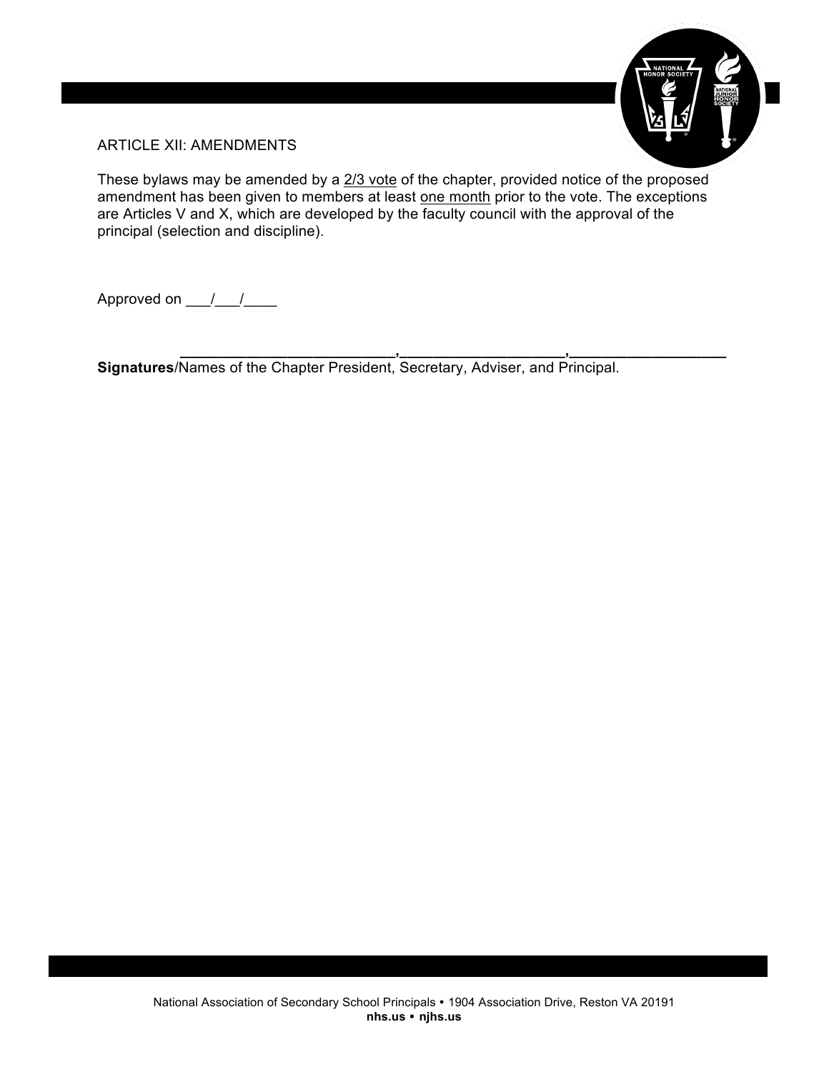ARTICLE XII: AMENDMENTS

These bylaws may be amended by a <u>2/3 vote</u> of the chapter, provided notice of the proposed amendment has been given to members at least <u>one month</u> prior to the vote. The exceptions are Articles V and X, which are developed by the faculty council with the approval of the principal (selection and discipline).

Approved on ___/___/____

_________________________,___________________,___________________

**Signatures**/Names of the Chapter President, Secretary, Adviser, and Principal.